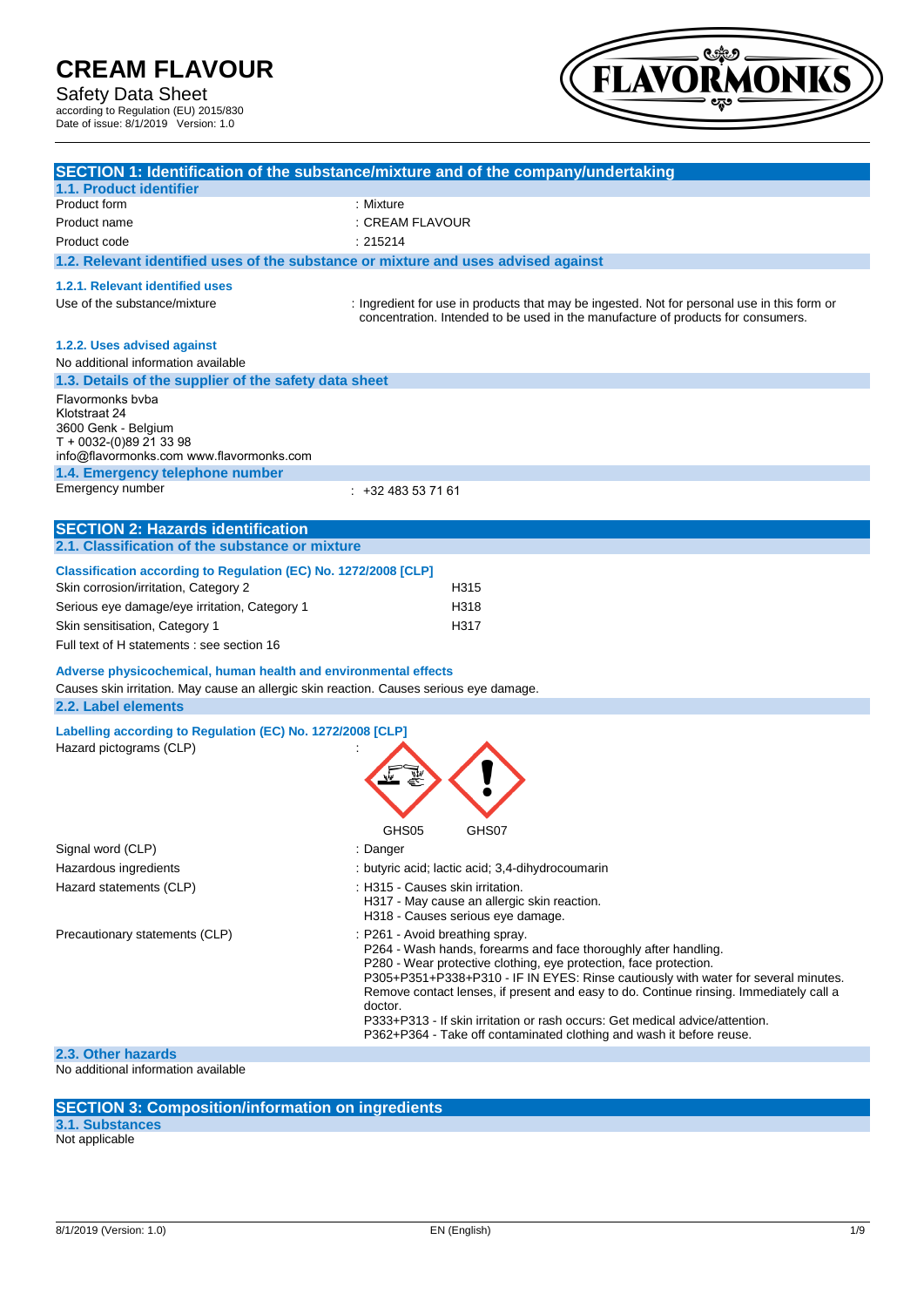# CREAM FLAVOUR

Safety Data Sheet
according to Regulation (EU) 2015/830
Date of issue: 8/1/2019 Version: 1.0

## SECTION 1: Identification of the substance/mixture and of the company/undertaking

### 1.1. Product identifier

| | |
|---|---|
| Product form | : Mixture |
| Product name | : CREAM FLAVOUR |
| Product code | : 215214 |

### 1.2. Relevant identified uses of the substance or mixture and uses advised against

#### 1.2.1. Relevant identified uses

Use of the substance/mixture : Ingredient for use in products that may be ingested. Not for personal use in this form or concentration. Intended to be used in the manufacture of products for consumers.

#### 1.2.2. Uses advised against

No additional information available

### 1.3. Details of the supplier of the safety data sheet

Flavormonks bvba
Klotstraat 24
3600 Genk - Belgium
T + 0032-(0)89 21 33 98
info@flavormonks.com www.flavormonks.com

### 1.4. Emergency telephone number

Emergency number : +32 483 53 71 61

## SECTION 2: Hazards identification

### 2.1. Classification of the substance or mixture

**Classification according to Regulation (EC) No. 1272/2008 [CLP]**

| | |
|---|---|
| Skin corrosion/irritation, Category 2 | H315 |
| Serious eye damage/eye irritation, Category 1 | H318 |
| Skin sensitisation, Category 1 | H317 |

Full text of H statements : see section 16

**Adverse physicochemical, human health and environmental effects**

Causes skin irritation. May cause an allergic skin reaction. Causes serious eye damage.

### 2.2. Label elements

**Labelling according to Regulation (EC) No. 1272/2008 [CLP]**

Hazard pictograms (CLP) :

GHS05 GHS07

Signal word (CLP) : Danger

Hazardous ingredients : butyric acid; lactic acid; 3,4-dihydrocoumarin

Hazard statements (CLP) :
- H315 - Causes skin irritation.
- H317 - May cause an allergic skin reaction.
- H318 - Causes serious eye damage.

Precautionary statements (CLP) :
- P261 - Avoid breathing spray.
- P264 - Wash hands, forearms and face thoroughly after handling.
- P280 - Wear protective clothing, eye protection, face protection.
- P305+P351+P338+P310 - IF IN EYES: Rinse cautiously with water for several minutes. Remove contact lenses, if present and easy to do. Continue rinsing. Immediately call a doctor.
- P333+P313 - If skin irritation or rash occurs: Get medical advice/attention.
- P362+P364 - Take off contaminated clothing and wash it before reuse.

### 2.3. Other hazards

No additional information available

## SECTION 3: Composition/information on ingredients

### 3.1. Substances

Not applicable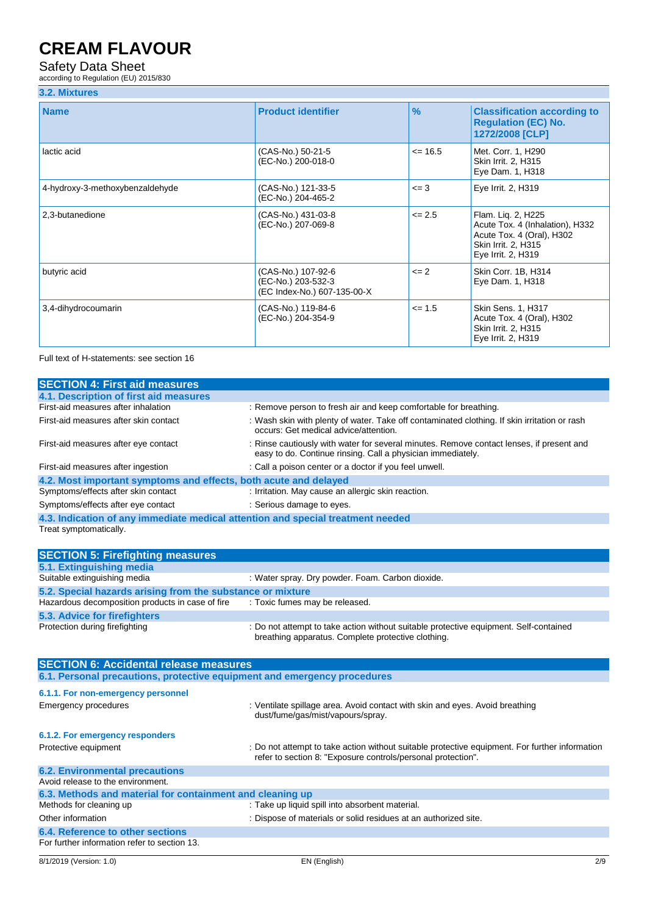### 3.2. Mixtures

| Name | Product identifier | % | Classification according to Regulation (EC) No. 1272/2008 [CLP] |
|---|---|---|---|
| lactic acid | (CAS-No.) 50-21-5<br>(EC-No.) 200-018-0 | <= 16.5 | Met. Corr. 1, H290<br>Skin Irrit. 2, H315<br>Eye Dam. 1, H318 |
| 4-hydroxy-3-methoxybenzaldehyde | (CAS-No.) 121-33-5<br>(EC-No.) 204-465-2 | <= 3 | Eye Irrit. 2, H319 |
| 2,3-butanedione | (CAS-No.) 431-03-8<br>(EC-No.) 207-069-8 | <= 2.5 | Flam. Liq. 2, H225<br>Acute Tox. 4 (Inhalation), H332<br>Acute Tox. 4 (Oral), H302<br>Skin Irrit. 2, H315<br>Eye Irrit. 2, H319 |
| butyric acid | (CAS-No.) 107-92-6<br>(EC-No.) 203-532-3<br>(EC Index-No.) 607-135-00-X | <= 2 | Skin Corr. 1B, H314<br>Eye Dam. 1, H318 |
| 3,4-dihydrocoumarin | (CAS-No.) 119-84-6<br>(EC-No.) 204-354-9 | <= 1.5 | Skin Sens. 1, H317<br>Acute Tox. 4 (Oral), H302<br>Skin Irrit. 2, H315<br>Eye Irrit. 2, H319 |

Full text of H-statements: see section 16

## SECTION 4: First aid measures

### 4.1. Description of first aid measures

First-aid measures after inhalation : Remove person to fresh air and keep comfortable for breathing.

First-aid measures after skin contact : Wash skin with plenty of water. Take off contaminated clothing. If skin irritation or rash occurs: Get medical advice/attention.

First-aid measures after eye contact : Rinse cautiously with water for several minutes. Remove contact lenses, if present and easy to do. Continue rinsing. Call a physician immediately.

First-aid measures after ingestion : Call a poison center or a doctor if you feel unwell.

### 4.2. Most important symptoms and effects, both acute and delayed

Symptoms/effects after skin contact : Irritation. May cause an allergic skin reaction.

Symptoms/effects after eye contact : Serious damage to eyes.

### 4.3. Indication of any immediate medical attention and special treatment needed

Treat symptomatically.

## SECTION 5: Firefighting measures

### 5.1. Extinguishing media

Suitable extinguishing media : Water spray. Dry powder. Foam. Carbon dioxide.

### 5.2. Special hazards arising from the substance or mixture

Hazardous decomposition products in case of fire : Toxic fumes may be released.

### 5.3. Advice for firefighters

Protection during firefighting : Do not attempt to take action without suitable protective equipment. Self-contained breathing apparatus. Complete protective clothing.

## SECTION 6: Accidental release measures

### 6.1. Personal precautions, protective equipment and emergency procedures

#### 6.1.1. For non-emergency personnel

Emergency procedures : Ventilate spillage area. Avoid contact with skin and eyes. Avoid breathing dust/fume/gas/mist/vapours/spray.

#### 6.1.2. For emergency responders

Protective equipment : Do not attempt to take action without suitable protective equipment. For further information refer to section 8: "Exposure controls/personal protection".

### 6.2. Environmental precautions

Avoid release to the environment.

### 6.3. Methods and material for containment and cleaning up

Methods for cleaning up : Take up liquid spill into absorbent material.

Other information : Dispose of materials or solid residues at an authorized site.

### 6.4. Reference to other sections

For further information refer to section 13.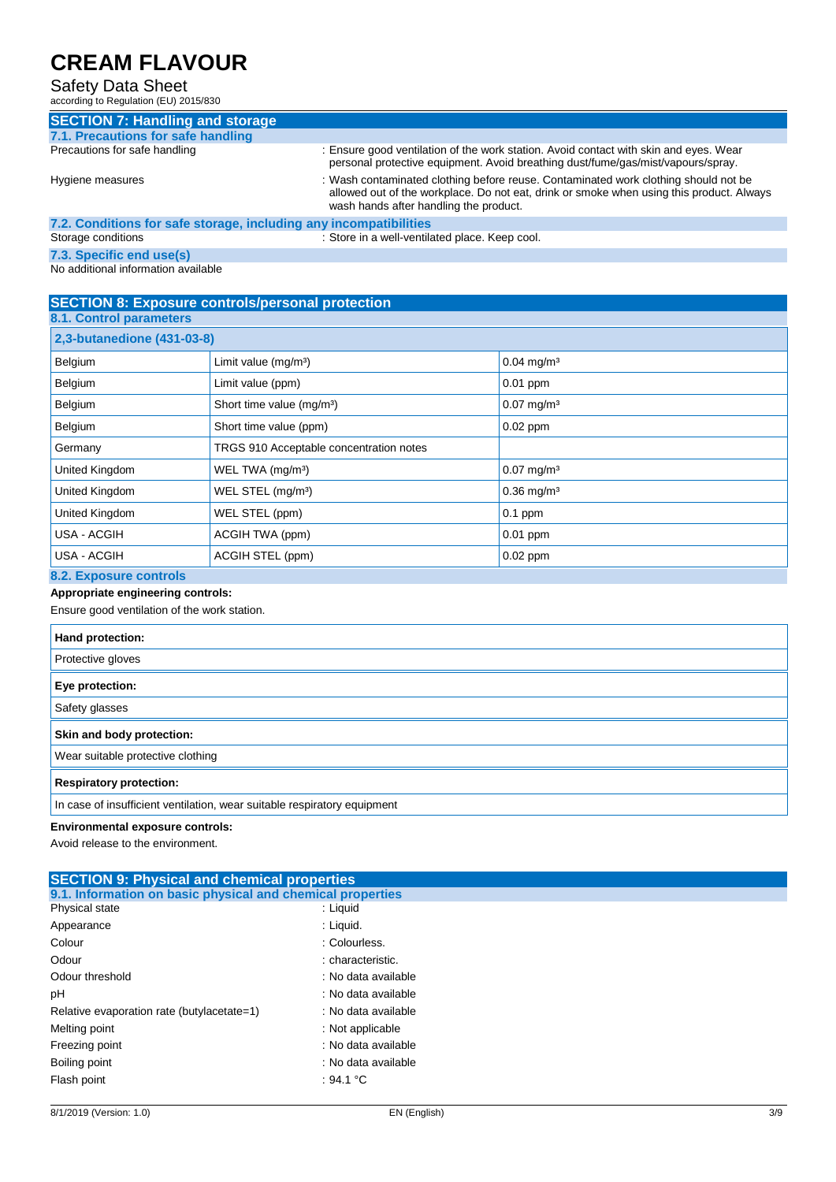## SECTION 7: Handling and storage

### 7.1. Precautions for safe handling

Precautions for safe handling : Ensure good ventilation of the work station. Avoid contact with skin and eyes. Wear personal protective equipment. Avoid breathing dust/fume/gas/mist/vapours/spray.

Hygiene measures : Wash contaminated clothing before reuse. Contaminated work clothing should not be allowed out of the workplace. Do not eat, drink or smoke when using this product. Always wash hands after handling the product.

### 7.2. Conditions for safe storage, including any incompatibilities

Storage conditions : Store in a well-ventilated place. Keep cool.

### 7.3. Specific end use(s)

No additional information available

## SECTION 8: Exposure controls/personal protection

### 8.1. Control parameters

| 2,3-butanedione (431-03-8) | | |
|---|---|---|
| Belgium | Limit value (mg/m³) | 0.04 mg/m³ |
| Belgium | Limit value (ppm) | 0.01 ppm |
| Belgium | Short time value (mg/m³) | 0.07 mg/m³ |
| Belgium | Short time value (ppm) | 0.02 ppm |
| Germany | TRGS 910 Acceptable concentration notes | |
| United Kingdom | WEL TWA (mg/m³) | 0.07 mg/m³ |
| United Kingdom | WEL STEL (mg/m³) | 0.36 mg/m³ |
| United Kingdom | WEL STEL (ppm) | 0.1 ppm |
| USA - ACGIH | ACGIH TWA (ppm) | 0.01 ppm |
| USA - ACGIH | ACGIH STEL (ppm) | 0.02 ppm |

### 8.2. Exposure controls

**Appropriate engineering controls:**

Ensure good ventilation of the work station.

| Hand protection: |
|---|
| Protective gloves |

| Eye protection: |
|---|
| Safety glasses |

| Skin and body protection: |
|---|
| Wear suitable protective clothing |

| Respiratory protection: |
|---|
| In case of insufficient ventilation, wear suitable respiratory equipment |

**Environmental exposure controls:**

Avoid release to the environment.

## SECTION 9: Physical and chemical properties

### 9.1. Information on basic physical and chemical properties

Physical state : Liquid

Appearance : Liquid.

Colour : Colourless.

Odour : characteristic.

Odour threshold : No data available

pH : No data available

Relative evaporation rate (butylacetate=1) : No data available

Melting point : Not applicable

Freezing point : No data available

Boiling point : No data available

Flash point : 94.1 °C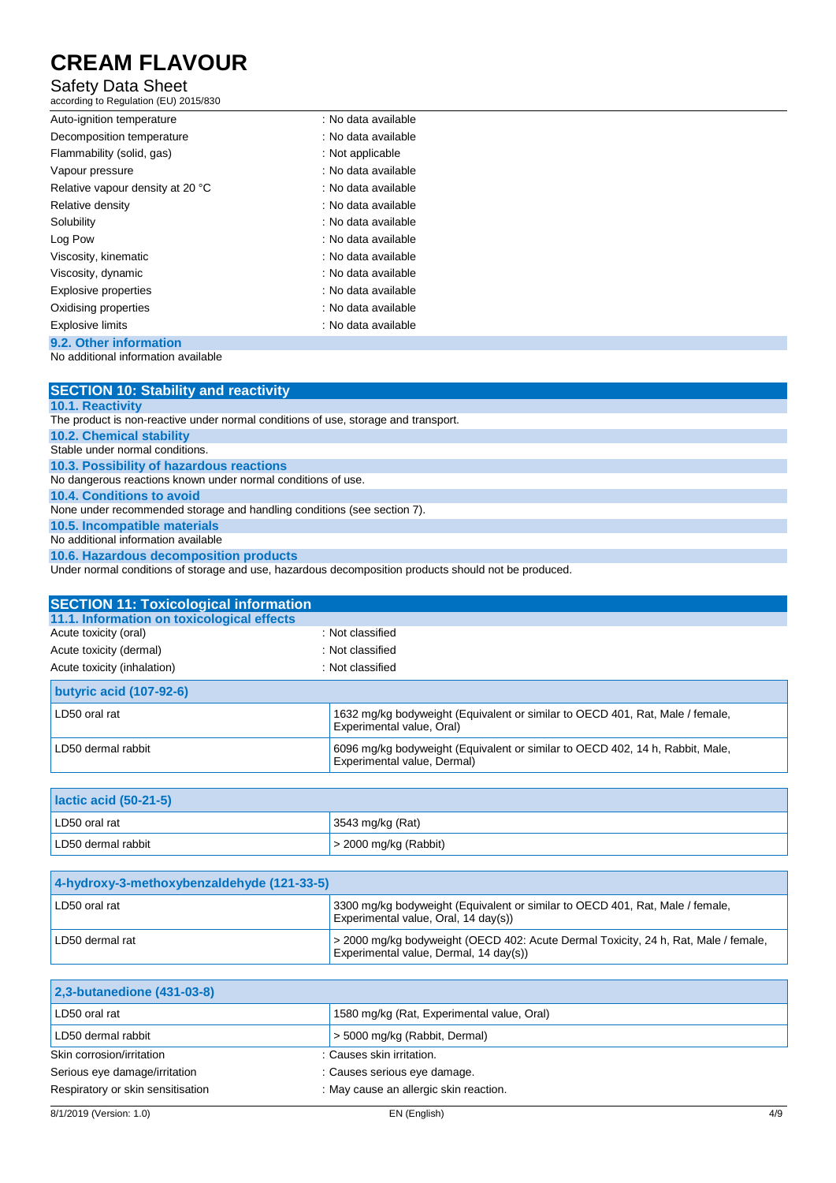| | |
|---|---|
| Auto-ignition temperature | : No data available |
| Decomposition temperature | : No data available |
| Flammability (solid, gas) | : Not applicable |
| Vapour pressure | : No data available |
| Relative vapour density at 20 °C | : No data available |
| Relative density | : No data available |
| Solubility | : No data available |
| Log Pow | : No data available |
| Viscosity, kinematic | : No data available |
| Viscosity, dynamic | : No data available |
| Explosive properties | : No data available |
| Oxidising properties | : No data available |
| Explosive limits | : No data available |

### 9.2. Other information

No additional information available

## SECTION 10: Stability and reactivity

### 10.1. Reactivity

The product is non-reactive under normal conditions of use, storage and transport.

### 10.2. Chemical stability

Stable under normal conditions.

### 10.3. Possibility of hazardous reactions

No dangerous reactions known under normal conditions of use.

### 10.4. Conditions to avoid

None under recommended storage and handling conditions (see section 7).

### 10.5. Incompatible materials

No additional information available

### 10.6. Hazardous decomposition products

Under normal conditions of storage and use, hazardous decomposition products should not be produced.

## SECTION 11: Toxicological information

### 11.1. Information on toxicological effects

| | |
|---|---|
| Acute toxicity (oral) | : Not classified |
| Acute toxicity (dermal) | : Not classified |
| Acute toxicity (inhalation) | : Not classified |

| butyric acid (107-92-6) | |
|---|---|
| LD50 oral rat | 1632 mg/kg bodyweight (Equivalent or similar to OECD 401, Rat, Male / female, Experimental value, Oral) |
| LD50 dermal rabbit | 6096 mg/kg bodyweight (Equivalent or similar to OECD 402, 14 h, Rabbit, Male, Experimental value, Dermal) |

| lactic acid (50-21-5) | |
|---|---|
| LD50 oral rat | 3543 mg/kg (Rat) |
| LD50 dermal rabbit | > 2000 mg/kg (Rabbit) |

| 4-hydroxy-3-methoxybenzaldehyde (121-33-5) | |
|---|---|
| LD50 oral rat | 3300 mg/kg bodyweight (Equivalent or similar to OECD 401, Rat, Male / female, Experimental value, Oral, 14 day(s)) |
| LD50 dermal rat | > 2000 mg/kg bodyweight (OECD 402: Acute Dermal Toxicity, 24 h, Rat, Male / female, Experimental value, Dermal, 14 day(s)) |

| 2,3-butanedione (431-03-8) | |
|---|---|
| LD50 oral rat | 1580 mg/kg (Rat, Experimental value, Oral) |
| LD50 dermal rabbit | > 5000 mg/kg (Rabbit, Dermal) |

| | |
|---|---|
| Skin corrosion/irritation | : Causes skin irritation. |
| Serious eye damage/irritation | : Causes serious eye damage. |
| Respiratory or skin sensitisation | : May cause an allergic skin reaction. |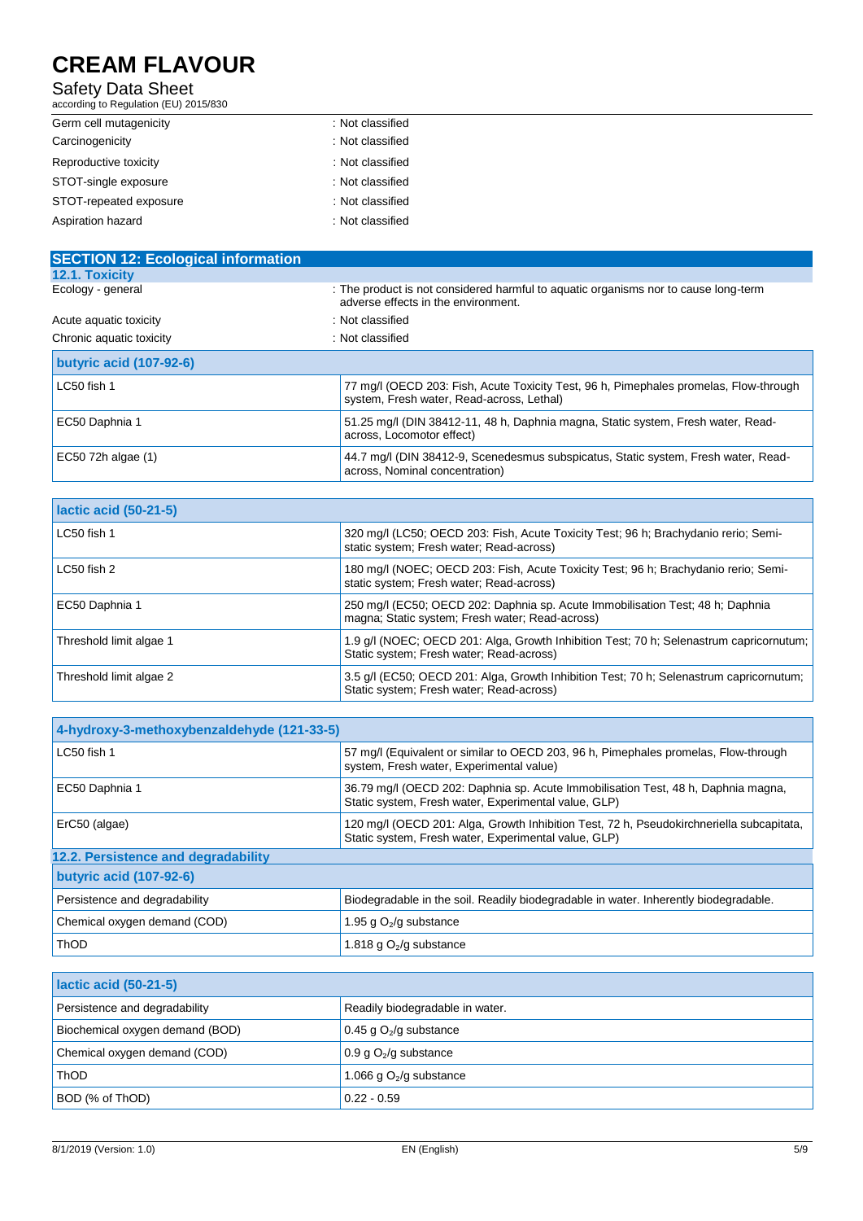| | |
|---|---|
| Germ cell mutagenicity | : Not classified |
| Carcinogenicity | : Not classified |
| Reproductive toxicity | : Not classified |
| STOT-single exposure | : Not classified |
| STOT-repeated exposure | : Not classified |
| Aspiration hazard | : Not classified |

## SECTION 12: Ecological information

### 12.1. Toxicity

| | |
|---|---|
| Ecology - general | : The product is not considered harmful to aquatic organisms nor to cause long-term adverse effects in the environment. |
| Acute aquatic toxicity | : Not classified |
| Chronic aquatic toxicity | : Not classified |

| butyric acid (107-92-6) | |
|---|---|
| LC50 fish 1 | 77 mg/l (OECD 203: Fish, Acute Toxicity Test, 96 h, Pimephales promelas, Flow-through system, Fresh water, Read-across, Lethal) |
| EC50 Daphnia 1 | 51.25 mg/l (DIN 38412-11, 48 h, Daphnia magna, Static system, Fresh water, Read-across, Locomotor effect) |
| EC50 72h algae (1) | 44.7 mg/l (DIN 38412-9, Scenedesmus subspicatus, Static system, Fresh water, Read-across, Nominal concentration) |

| lactic acid (50-21-5) | |
|---|---|
| LC50 fish 1 | 320 mg/l (LC50; OECD 203: Fish, Acute Toxicity Test; 96 h; Brachydanio rerio; Semi-static system; Fresh water; Read-across) |
| LC50 fish 2 | 180 mg/l (NOEC; OECD 203: Fish, Acute Toxicity Test; 96 h; Brachydanio rerio; Semi-static system; Fresh water; Read-across) |
| EC50 Daphnia 1 | 250 mg/l (EC50; OECD 202: Daphnia sp. Acute Immobilisation Test; 48 h; Daphnia magna; Static system; Fresh water; Read-across) |
| Threshold limit algae 1 | 1.9 g/l (NOEC; OECD 201: Alga, Growth Inhibition Test; 70 h; Selenastrum capricornutum; Static system; Fresh water; Read-across) |
| Threshold limit algae 2 | 3.5 g/l (EC50; OECD 201: Alga, Growth Inhibition Test; 70 h; Selenastrum capricornutum; Static system; Fresh water; Read-across) |

| 4-hydroxy-3-methoxybenzaldehyde (121-33-5) | |
|---|---|
| LC50 fish 1 | 57 mg/l (Equivalent or similar to OECD 203, 96 h, Pimephales promelas, Flow-through system, Fresh water, Experimental value) |
| EC50 Daphnia 1 | 36.79 mg/l (OECD 202: Daphnia sp. Acute Immobilisation Test, 48 h, Daphnia magna, Static system, Fresh water, Experimental value, GLP) |
| ErC50 (algae) | 120 mg/l (OECD 201: Alga, Growth Inhibition Test, 72 h, Pseudokirchneriella subcapitata, Static system, Fresh water, Experimental value, GLP) |

### 12.2. Persistence and degradability

| butyric acid (107-92-6) | |
|---|---|
| Persistence and degradability | Biodegradable in the soil. Readily biodegradable in water. Inherently biodegradable. |
| Chemical oxygen demand (COD) | 1.95 g $O_2$/g substance |
| ThOD | 1.818 g $O_2$/g substance |

| lactic acid (50-21-5) | |
|---|---|
| Persistence and degradability | Readily biodegradable in water. |
| Biochemical oxygen demand (BOD) | 0.45 g $O_2$/g substance |
| Chemical oxygen demand (COD) | 0.9 g $O_2$/g substance |
| ThOD | 1.066 g $O_2$/g substance |
| BOD (% of ThOD) | 0.22 - 0.59 |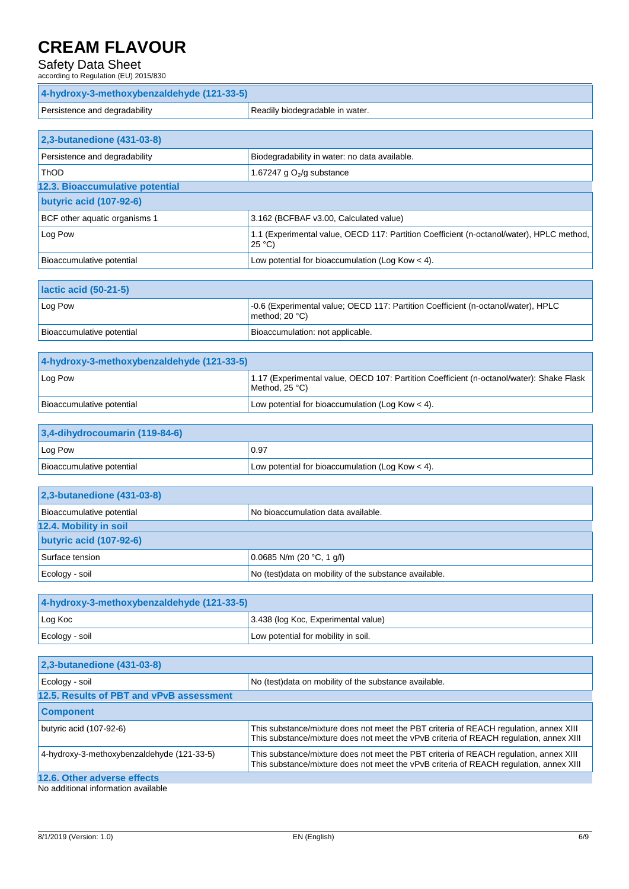| 4-hydroxy-3-methoxybenzaldehyde (121-33-5) | |
|---|---|
| Persistence and degradability | Readily biodegradable in water. |

| 2,3-butanedione (431-03-8) | |
|---|---|
| Persistence and degradability | Biodegradability in water: no data available. |
| ThOD | 1.67247 g $O_2$/g substance |

### 12.3. Bioaccumulative potential

| butyric acid (107-92-6) | |
|---|---|
| BCF other aquatic organisms 1 | 3.162 (BCFBAF v3.00, Calculated value) |
| Log Pow | 1.1 (Experimental value, OECD 117: Partition Coefficient (n-octanol/water), HPLC method, 25 °C) |
| Bioaccumulative potential | Low potential for bioaccumulation (Log Kow < 4). |

| lactic acid (50-21-5) | |
|---|---|
| Log Pow | -0.6 (Experimental value; OECD 117: Partition Coefficient (n-octanol/water), HPLC method; 20 °C) |
| Bioaccumulative potential | Bioaccumulation: not applicable. |

| 4-hydroxy-3-methoxybenzaldehyde (121-33-5) | |
|---|---|
| Log Pow | 1.17 (Experimental value, OECD 107: Partition Coefficient (n-octanol/water): Shake Flask Method, 25 °C) |
| Bioaccumulative potential | Low potential for bioaccumulation (Log Kow < 4). |

| 3,4-dihydrocoumarin (119-84-6) | |
|---|---|
| Log Pow | 0.97 |
| Bioaccumulative potential | Low potential for bioaccumulation (Log Kow < 4). |

| 2,3-butanedione (431-03-8) | |
|---|---|
| Bioaccumulative potential | No bioaccumulation data available. |

### 12.4. Mobility in soil

| butyric acid (107-92-6) | |
|---|---|
| Surface tension | 0.0685 N/m (20 °C, 1 g/l) |
| Ecology - soil | No (test)data on mobility of the substance available. |

| 4-hydroxy-3-methoxybenzaldehyde (121-33-5) | |
|---|---|
| Log Koc | 3.438 (log Koc, Experimental value) |
| Ecology - soil | Low potential for mobility in soil. |

| 2,3-butanedione (431-03-8) | |
|---|---|
| Ecology - soil | No (test)data on mobility of the substance available. |

### 12.5. Results of PBT and vPvB assessment

| Component | |
|---|---|
| butyric acid (107-92-6) | This substance/mixture does not meet the PBT criteria of REACH regulation, annex XIII<br>This substance/mixture does not meet the vPvB criteria of REACH regulation, annex XIII |
| 4-hydroxy-3-methoxybenzaldehyde (121-33-5) | This substance/mixture does not meet the PBT criteria of REACH regulation, annex XIII<br>This substance/mixture does not meet the vPvB criteria of REACH regulation, annex XIII |

### 12.6. Other adverse effects

No additional information available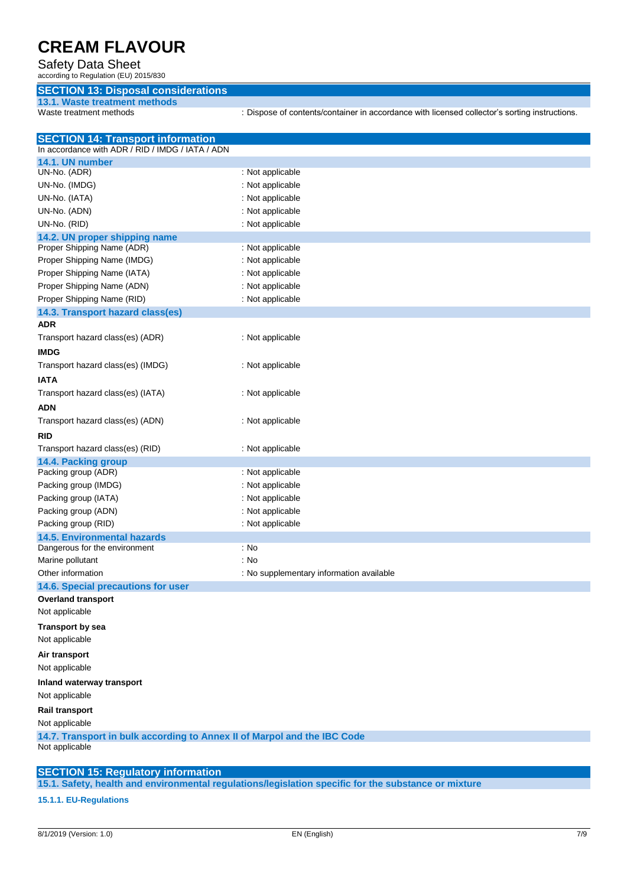## SECTION 13: Disposal considerations

### 13.1. Waste treatment methods

| | |
|---|---|
| Waste treatment methods | : Dispose of contents/container in accordance with licensed collector's sorting instructions. |

## SECTION 14: Transport information

In accordance with ADR / RID / IMDG / IATA / ADN

### 14.1. UN number

| | |
|---|---|
| UN-No. (ADR) | : Not applicable |
| UN-No. (IMDG) | : Not applicable |
| UN-No. (IATA) | : Not applicable |
| UN-No. (ADN) | : Not applicable |
| UN-No. (RID) | : Not applicable |

### 14.2. UN proper shipping name

| | |
|---|---|
| Proper Shipping Name (ADR) | : Not applicable |
| Proper Shipping Name (IMDG) | : Not applicable |
| Proper Shipping Name (IATA) | : Not applicable |
| Proper Shipping Name (ADN) | : Not applicable |
| Proper Shipping Name (RID) | : Not applicable |

### 14.3. Transport hazard class(es)

**ADR**

| | |
|---|---|
| Transport hazard class(es) (ADR) | : Not applicable |

**IMDG**

| | |
|---|---|
| Transport hazard class(es) (IMDG) | : Not applicable |

**IATA**

| | |
|---|---|
| Transport hazard class(es) (IATA) | : Not applicable |

**ADN**

| | |
|---|---|
| Transport hazard class(es) (ADN) | : Not applicable |

**RID**

| | |
|---|---|
| Transport hazard class(es) (RID) | : Not applicable |

### 14.4. Packing group

| | |
|---|---|
| Packing group (ADR) | : Not applicable |
| Packing group (IMDG) | : Not applicable |
| Packing group (IATA) | : Not applicable |
| Packing group (ADN) | : Not applicable |
| Packing group (RID) | : Not applicable |

### 14.5. Environmental hazards

| | |
|---|---|
| Dangerous for the environment | : No |
| Marine pollutant | : No |
| Other information | : No supplementary information available |

### 14.6. Special precautions for user

**Overland transport**

Not applicable

**Transport by sea**

Not applicable

**Air transport**

Not applicable

**Inland waterway transport**

Not applicable

**Rail transport**

Not applicable

### 14.7. Transport in bulk according to Annex II of Marpol and the IBC Code

Not applicable

## SECTION 15: Regulatory information

### 15.1. Safety, health and environmental regulations/legislation specific for the substance or mixture

#### 15.1.1. EU-Regulations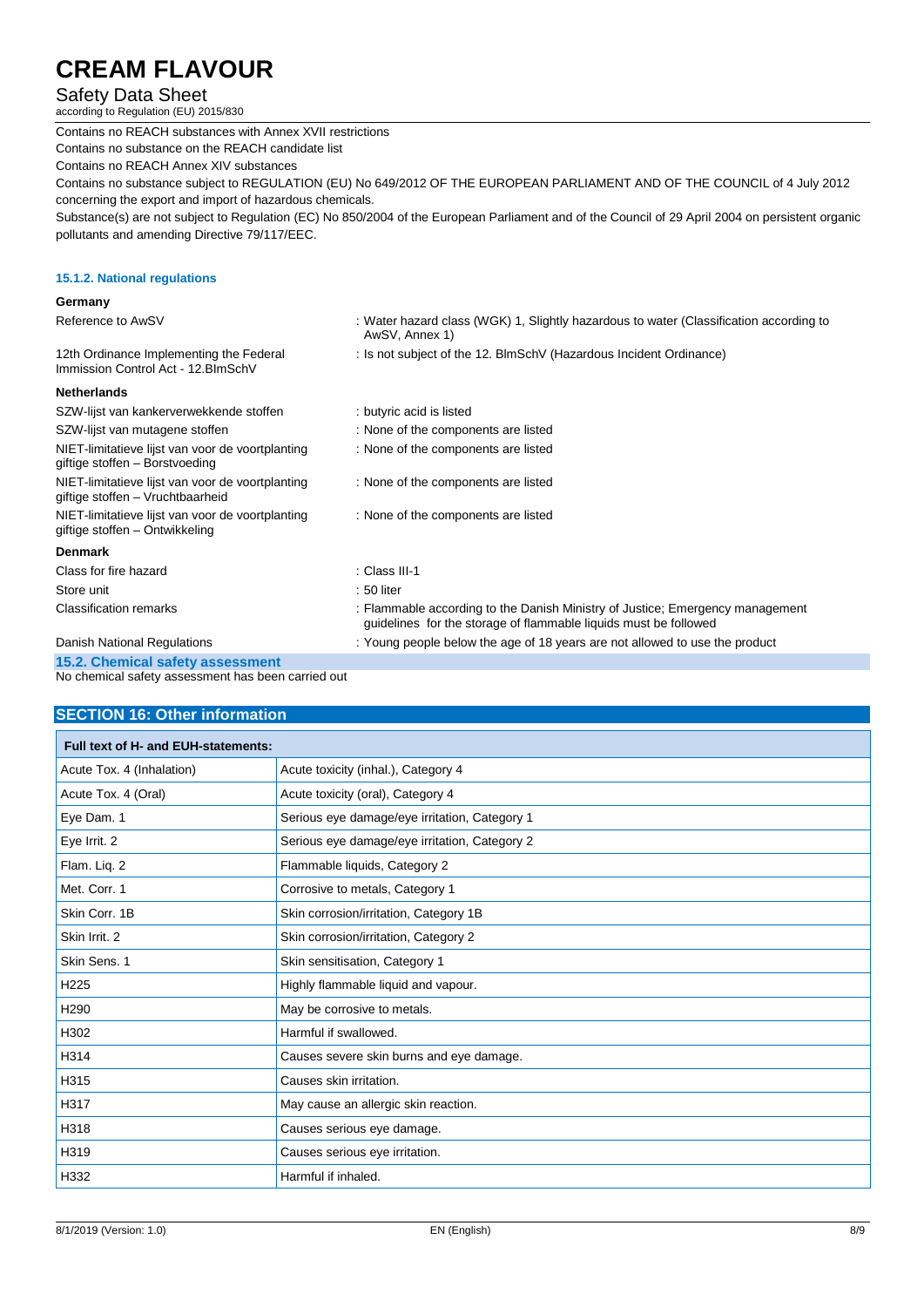Contains no REACH substances with Annex XVII restrictions

Contains no substance on the REACH candidate list

Contains no REACH Annex XIV substances

Contains no substance subject to REGULATION (EU) No 649/2012 OF THE EUROPEAN PARLIAMENT AND OF THE COUNCIL of 4 July 2012 concerning the export and import of hazardous chemicals.

Substance(s) are not subject to Regulation (EC) No 850/2004 of the European Parliament and of the Council of 29 April 2004 on persistent organic pollutants and amending Directive 79/117/EEC.

#### 15.1.2. National regulations

**Germany**

| | |
|---|---|
| Reference to AwSV | : Water hazard class (WGK) 1, Slightly hazardous to water (Classification according to AwSV, Annex 1) |
| 12th Ordinance Implementing the Federal Immission Control Act - 12.BImSchV | : Is not subject of the 12. BlmSchV (Hazardous Incident Ordinance) |

**Netherlands**

| | |
|---|---|
| SZW-lijst van kankerverwekkende stoffen | : butyric acid is listed |
| SZW-lijst van mutagene stoffen | : None of the components are listed |
| NIET-limitatieve lijst van voor de voortplanting giftige stoffen – Borstvoeding | : None of the components are listed |
| NIET-limitatieve lijst van voor de voortplanting giftige stoffen – Vruchtbaarheid | : None of the components are listed |
| NIET-limitatieve lijst van voor de voortplanting giftige stoffen – Ontwikkeling | : None of the components are listed |

**Denmark**

| | |
|---|---|
| Class for fire hazard | : Class III-1 |
| Store unit | : 50 liter |
| Classification remarks | : Flammable according to the Danish Ministry of Justice; Emergency management guidelines for the storage of flammable liquids must be followed |
| Danish National Regulations | : Young people below the age of 18 years are not allowed to use the product |

### 15.2. Chemical safety assessment

No chemical safety assessment has been carried out

## SECTION 16: Other information

| Full text of H- and EUH-statements: | |
|---|---|
| Acute Tox. 4 (Inhalation) | Acute toxicity (inhal.), Category 4 |
| Acute Tox. 4 (Oral) | Acute toxicity (oral), Category 4 |
| Eye Dam. 1 | Serious eye damage/eye irritation, Category 1 |
| Eye Irrit. 2 | Serious eye damage/eye irritation, Category 2 |
| Flam. Liq. 2 | Flammable liquids, Category 2 |
| Met. Corr. 1 | Corrosive to metals, Category 1 |
| Skin Corr. 1B | Skin corrosion/irritation, Category 1B |
| Skin Irrit. 2 | Skin corrosion/irritation, Category 2 |
| Skin Sens. 1 | Skin sensitisation, Category 1 |
| H225 | Highly flammable liquid and vapour. |
| H290 | May be corrosive to metals. |
| H302 | Harmful if swallowed. |
| H314 | Causes severe skin burns and eye damage. |
| H315 | Causes skin irritation. |
| H317 | May cause an allergic skin reaction. |
| H318 | Causes serious eye damage. |
| H319 | Causes serious eye irritation. |
| H332 | Harmful if inhaled. |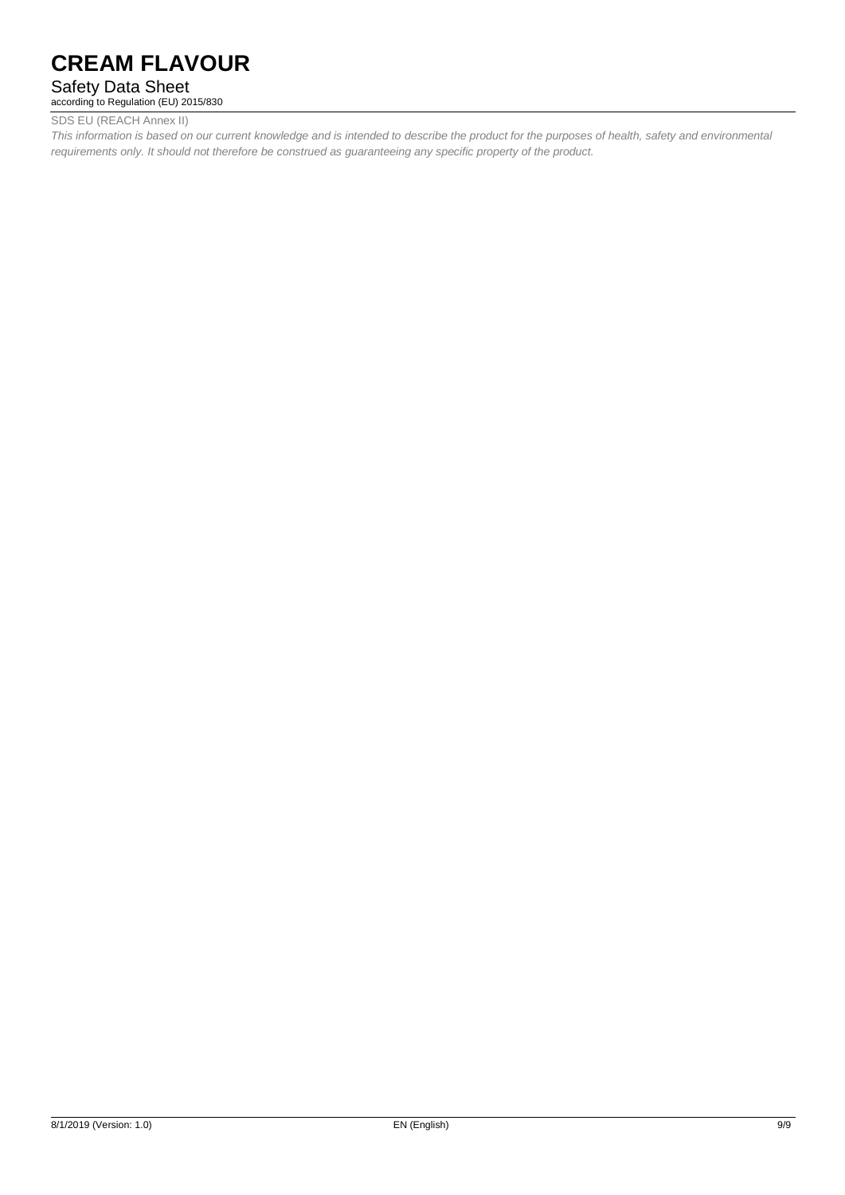SDS EU (REACH Annex II)

*This information is based on our current knowledge and is intended to describe the product for the purposes of health, safety and environmental requirements only. It should not therefore be construed as guaranteeing any specific property of the product.*